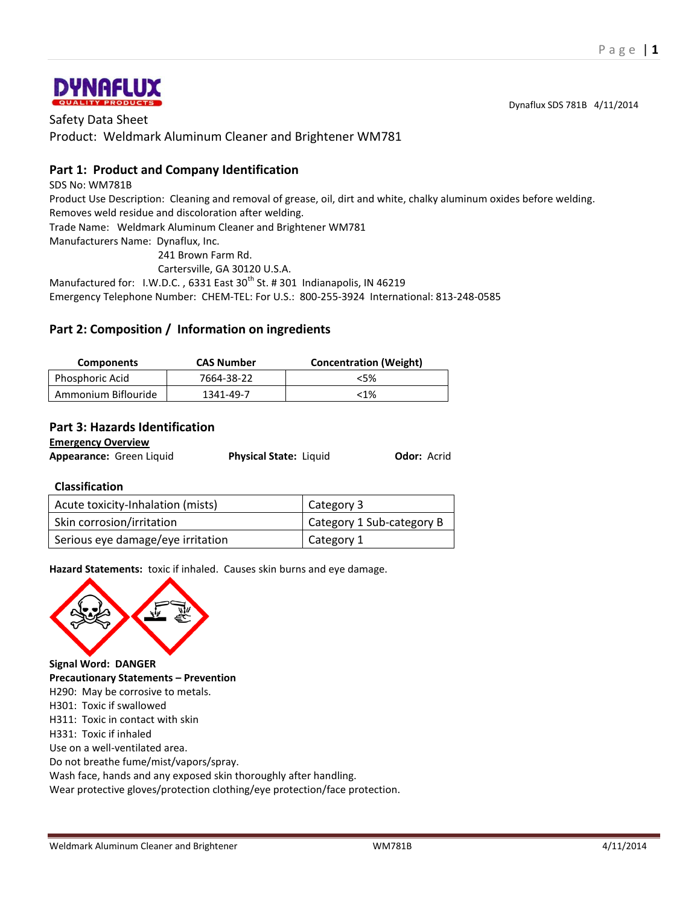Dynaflux SDS 781B 4/11/2014

Safety Data Sheet
Product: Weldmark Aluminum Cleaner and Brightener WM781

## Part 1: Product and Company Identification

SDS No: WM781B
Product Use Description: Cleaning and removal of grease, oil, dirt and white, chalky aluminum oxides before welding. Removes weld residue and discoloration after welding.
Trade Name: Weldmark Aluminum Cleaner and Brightener WM781
Manufacturers Name: Dynaflux, Inc.
241 Brown Farm Rd.
Cartersville, GA 30120 U.S.A.
Manufactured for: I.W.D.C. , 6331 East 30th St. # 301 Indianapolis, IN 46219
Emergency Telephone Number: CHEM-TEL: For U.S.: 800-255-3924 International: 813-248-0585

## Part 2: Composition / Information on ingredients

| Components | CAS Number | Concentration (Weight) |
| --- | --- | --- |
| Phosphoric Acid | 7664-38-22 | <5% |
| Ammonium Biflouride | 1341-49-7 | <1% |

## Part 3: Hazards Identification

**Emergency Overview**

**Appearance:** Green Liquid **Physical State:** Liquid **Odor:** Acrid

### Classification

| Acute toxicity-Inhalation (mists) | Category 3 |
| --- | --- |
| Skin corrosion/irritation | Category 1 Sub-category B |
| Serious eye damage/eye irritation | Category 1 |

**Hazard Statements:** toxic if inhaled. Causes skin burns and eye damage.

**Signal Word: DANGER**

**Precautionary Statements – Prevention**

H290: May be corrosive to metals.
H301: Toxic if swallowed
H311: Toxic in contact with skin
H331: Toxic if inhaled
Use on a well-ventilated area.
Do not breathe fume/mist/vapors/spray.
Wash face, hands and any exposed skin thoroughly after handling.
Wear protective gloves/protection clothing/eye protection/face protection.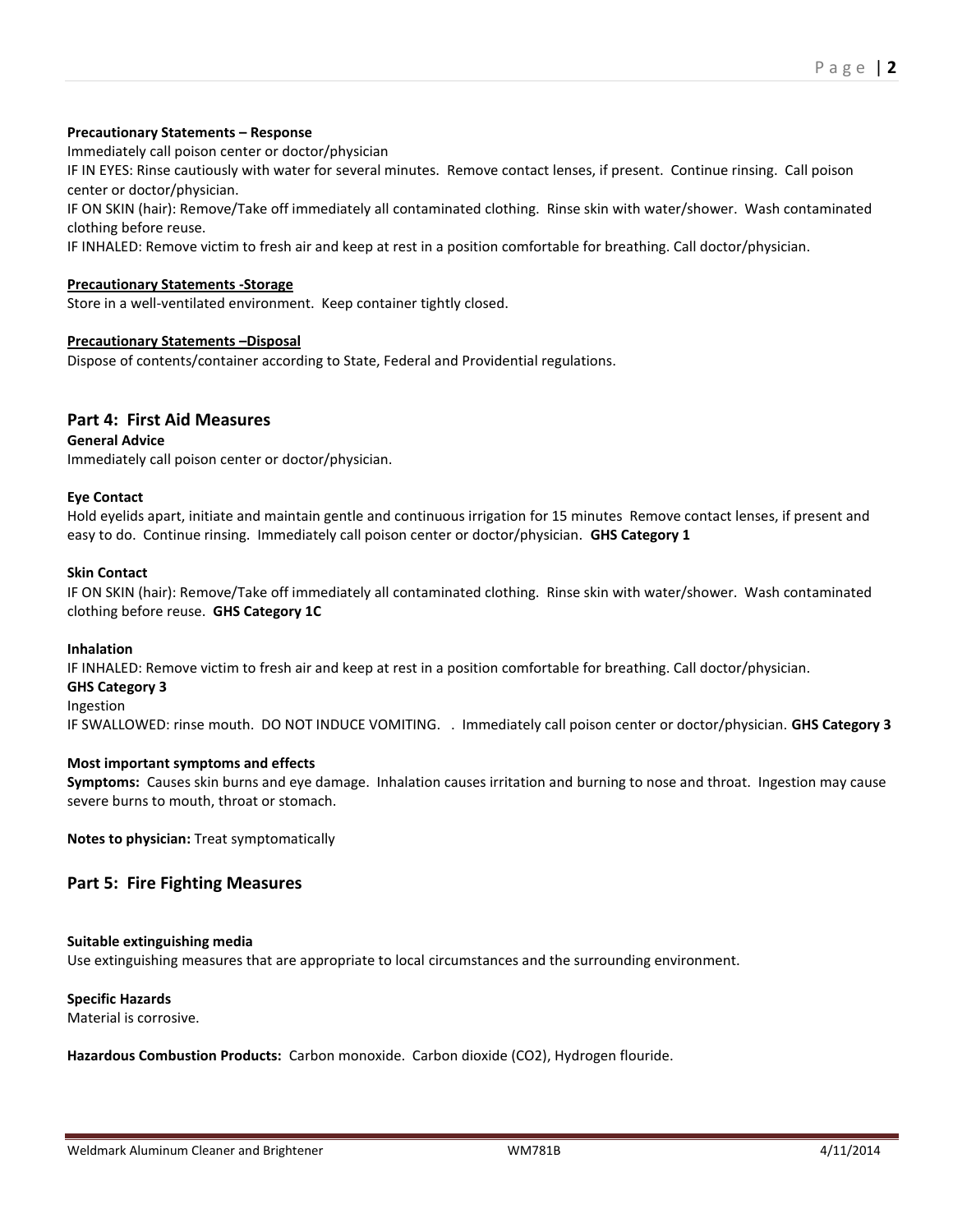**Precautionary Statements – Response**

Immediately call poison center or doctor/physician

IF IN EYES: Rinse cautiously with water for several minutes. Remove contact lenses, if present. Continue rinsing. Call poison center or doctor/physician.

IF ON SKIN (hair): Remove/Take off immediately all contaminated clothing. Rinse skin with water/shower. Wash contaminated clothing before reuse.

IF INHALED: Remove victim to fresh air and keep at rest in a position comfortable for breathing. Call doctor/physician.

**Precautionary Statements -Storage**

Store in a well-ventilated environment. Keep container tightly closed.

**Precautionary Statements –Disposal**

Dispose of contents/container according to State, Federal and Providential regulations.

## Part 4: First Aid Measures

**General Advice**

Immediately call poison center or doctor/physician.

**Eye Contact**

Hold eyelids apart, initiate and maintain gentle and continuous irrigation for 15 minutes Remove contact lenses, if present and easy to do. Continue rinsing. Immediately call poison center or doctor/physician. **GHS Category 1**

**Skin Contact**

IF ON SKIN (hair): Remove/Take off immediately all contaminated clothing. Rinse skin with water/shower. Wash contaminated clothing before reuse. **GHS Category 1C**

**Inhalation**

IF INHALED: Remove victim to fresh air and keep at rest in a position comfortable for breathing. Call doctor/physician.

**GHS Category 3**

Ingestion

IF SWALLOWED: rinse mouth. DO NOT INDUCE VOMITING. . Immediately call poison center or doctor/physician. **GHS Category 3**

**Most important symptoms and effects**

**Symptoms:** Causes skin burns and eye damage. Inhalation causes irritation and burning to nose and throat. Ingestion may cause severe burns to mouth, throat or stomach.

**Notes to physician:** Treat symptomatically

## Part 5: Fire Fighting Measures

**Suitable extinguishing media**

Use extinguishing measures that are appropriate to local circumstances and the surrounding environment.

**Specific Hazards**

Material is corrosive.

**Hazardous Combustion Products:** Carbon monoxide. Carbon dioxide ($CO_2$), Hydrogen flouride.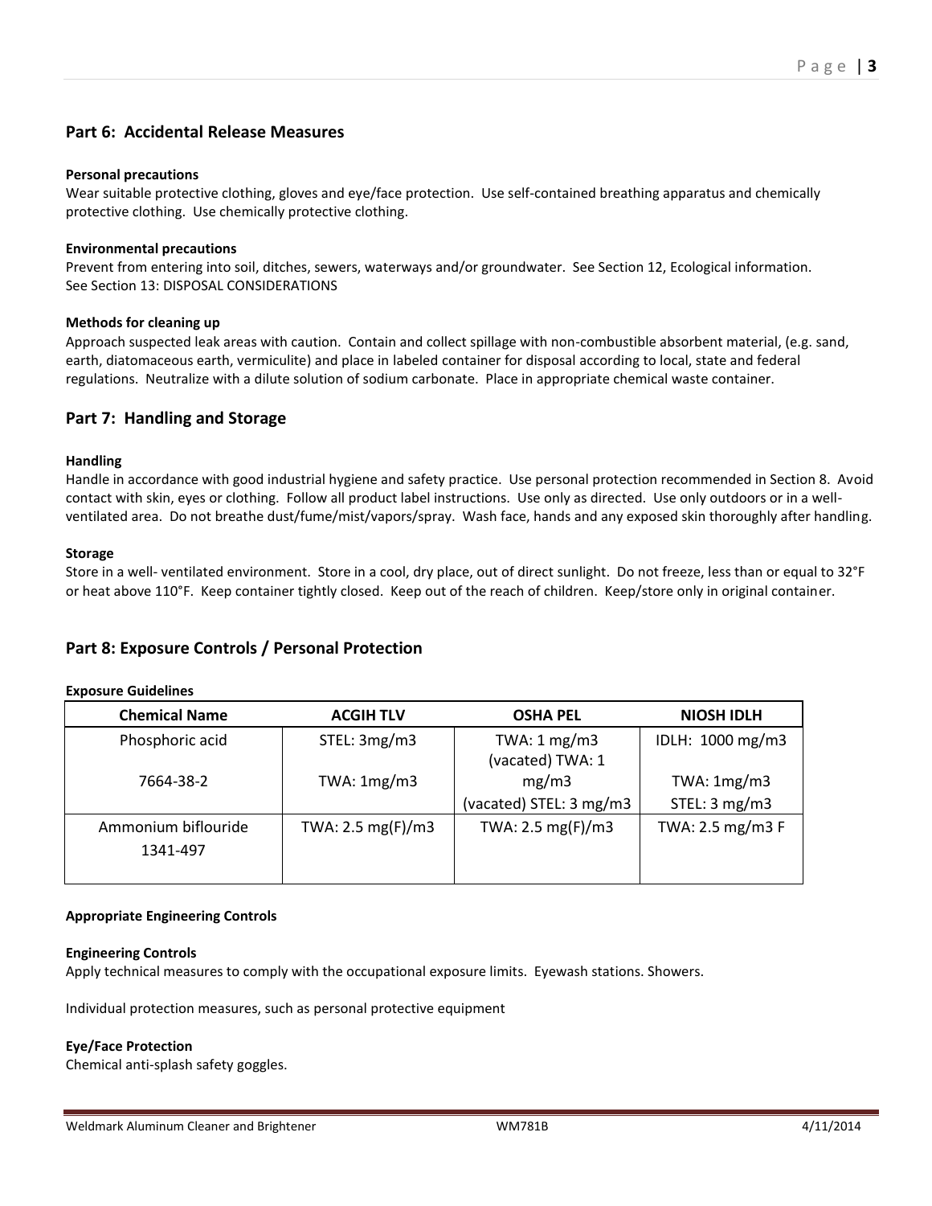## Part 6: Accidental Release Measures

**Personal precautions**

Wear suitable protective clothing, gloves and eye/face protection. Use self-contained breathing apparatus and chemically protective clothing. Use chemically protective clothing.

**Environmental precautions**

Prevent from entering into soil, ditches, sewers, waterways and/or groundwater. See Section 12, Ecological information. See Section 13: DISPOSAL CONSIDERATIONS

**Methods for cleaning up**

Approach suspected leak areas with caution. Contain and collect spillage with non-combustible absorbent material, (e.g. sand, earth, diatomaceous earth, vermiculite) and place in labeled container for disposal according to local, state and federal regulations. Neutralize with a dilute solution of sodium carbonate. Place in appropriate chemical waste container.

## Part 7: Handling and Storage

**Handling**

Handle in accordance with good industrial hygiene and safety practice. Use personal protection recommended in Section 8. Avoid contact with skin, eyes or clothing. Follow all product label instructions. Use only as directed. Use only outdoors or in a well-ventilated area. Do not breathe dust/fume/mist/vapors/spray. Wash face, hands and any exposed skin thoroughly after handling.

**Storage**

Store in a well- ventilated environment. Store in a cool, dry place, out of direct sunlight. Do not freeze, less than or equal to 32°F or heat above 110°F. Keep container tightly closed. Keep out of the reach of children. Keep/store only in original container.

## Part 8: Exposure Controls / Personal Protection

**Exposure Guidelines**

| Chemical Name | ACGIH TLV | OSHA PEL | NIOSH IDLH |
|---|---|---|---|
| Phosphoric acid<br>7664-38-2 | STEL: 3mg/m3<br>TWA: 1mg/m3 | TWA: 1 mg/m3<br>(vacated) TWA: 1 mg/m3<br>(vacated) STEL: 3 mg/m3 | IDLH: 1000 mg/m3<br>TWA: 1mg/m3<br>STEL: 3 mg/m3 |
| Ammonium biflouride<br>1341-497 | TWA: 2.5 mg(F)/m3 | TWA: 2.5 mg(F)/m3 | TWA: 2.5 mg/m3 F |

**Appropriate Engineering Controls**

**Engineering Controls**

Apply technical measures to comply with the occupational exposure limits. Eyewash stations. Showers.

Individual protection measures, such as personal protective equipment

**Eye/Face Protection**

Chemical anti-splash safety goggles.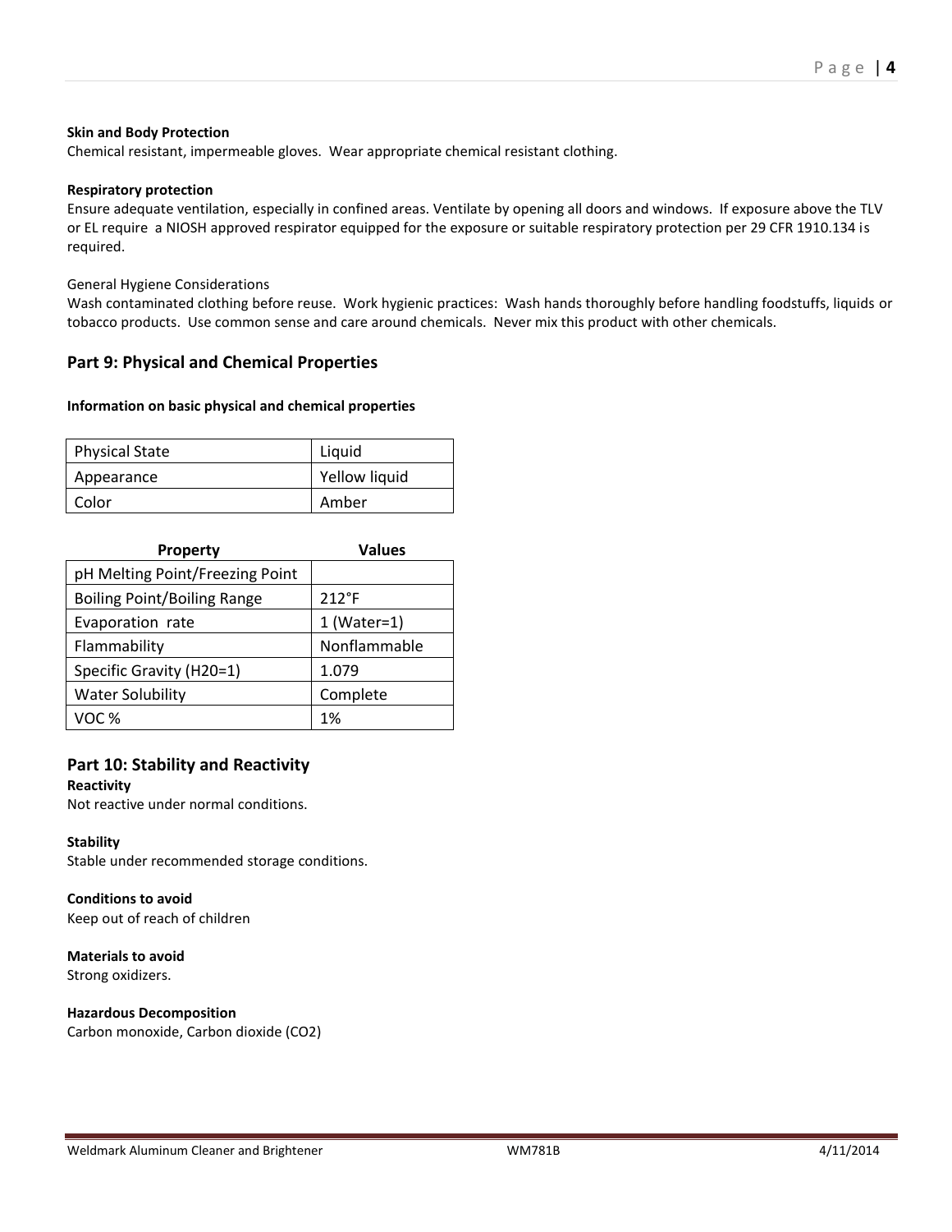**Skin and Body Protection**

Chemical resistant, impermeable gloves. Wear appropriate chemical resistant clothing.

**Respiratory protection**

Ensure adequate ventilation, especially in confined areas. Ventilate by opening all doors and windows. If exposure above the TLV or EL require a NIOSH approved respirator equipped for the exposure or suitable respiratory protection per 29 CFR 1910.134 is required.

General Hygiene Considerations

Wash contaminated clothing before reuse. Work hygienic practices: Wash hands thoroughly before handling foodstuffs, liquids or tobacco products. Use common sense and care around chemicals. Never mix this product with other chemicals.

## Part 9: Physical and Chemical Properties

**Information on basic physical and chemical properties**

| Physical State | Liquid |
|---|---|
| Appearance | Yellow liquid |
| Color | Amber |

| Property | Values |
|---|---|
| pH Melting Point/Freezing Point | |
| Boiling Point/Boiling Range | 212°F |
| Evaporation rate | 1 (Water=1) |
| Flammability | Nonflammable |
| Specific Gravity (H20=1) | 1.079 |
| Water Solubility | Complete |
| VOC % | 1% |

## Part 10: Stability and Reactivity

**Reactivity**

Not reactive under normal conditions.

**Stability**

Stable under recommended storage conditions.

**Conditions to avoid**

Keep out of reach of children

**Materials to avoid**

Strong oxidizers.

**Hazardous Decomposition**

Carbon monoxide, Carbon dioxide ($CO_2$)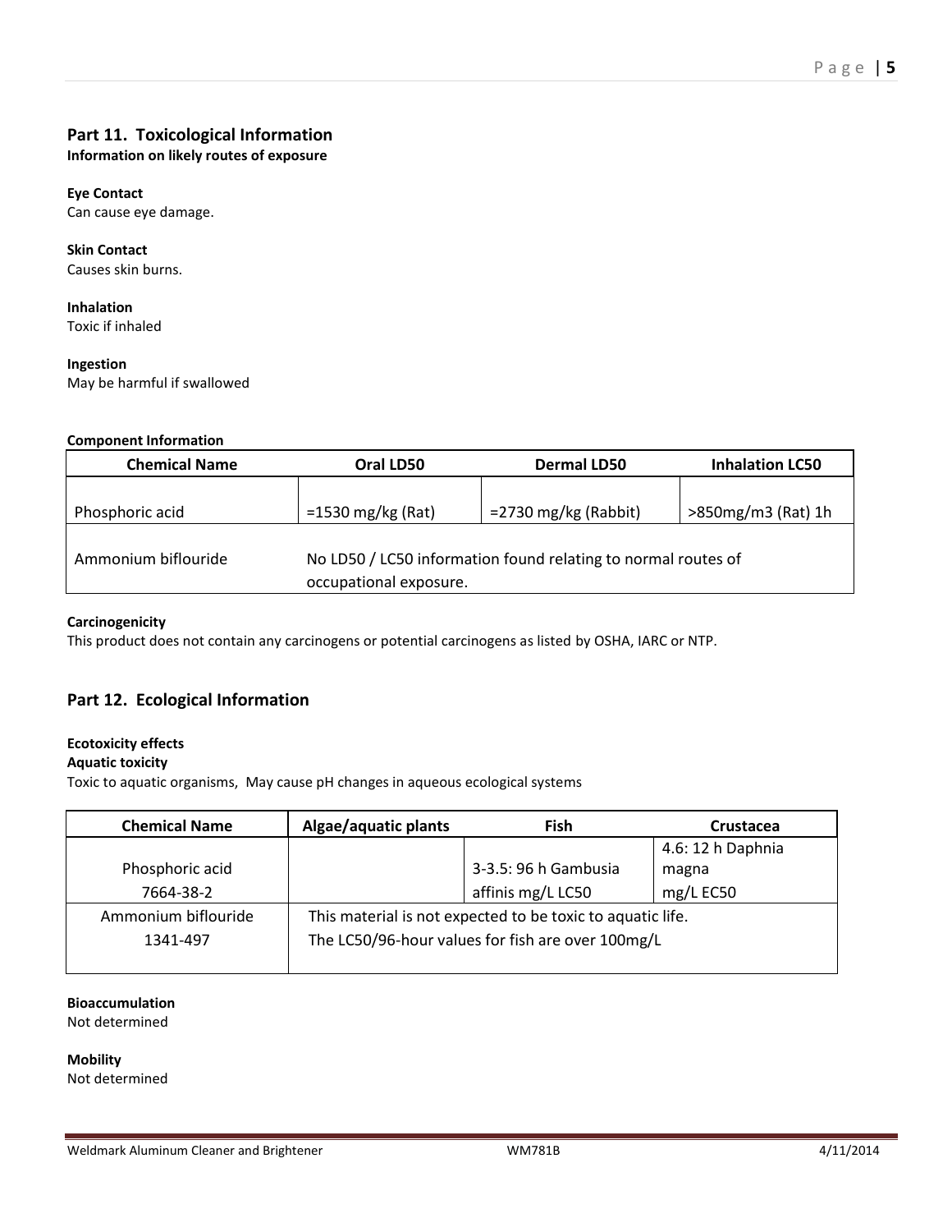## Part 11. Toxicological Information

**Information on likely routes of exposure**

**Eye Contact**
Can cause eye damage.

**Skin Contact**
Causes skin burns.

**Inhalation**
Toxic if inhaled

**Ingestion**
May be harmful if swallowed

**Component Information**

| Chemical Name | Oral LD50 | Dermal LD50 | Inhalation LC50 |
|---|---|---|---|
| Phosphoric acid | =1530 mg/kg (Rat) | =2730 mg/kg (Rabbit) | >850mg/m3 (Rat) 1h |
| Ammonium biflouride | No LD50 / LC50 information found relating to normal routes of occupational exposure. | | |

**Carcinogenicity**
This product does not contain any carcinogens or potential carcinogens as listed by OSHA, IARC or NTP.

## Part 12. Ecological Information

**Ecotoxicity effects**

**Aquatic toxicity**
Toxic to aquatic organisms, May cause pH changes in aqueous ecological systems

| Chemical Name | Algae/aquatic plants | Fish | Crustacea |
|---|---|---|---|
| Phosphoric acid 7664-38-2 | | 3-3.5: 96 h Gambusia affinis mg/L LC50 | 4.6: 12 h Daphnia magna mg/L EC50 |
| Ammonium biflouride 1341-497 | This material is not expected to be toxic to aquatic life. The LC50/96-hour values for fish are over 100mg/L | | |

**Bioaccumulation**
Not determined

**Mobility**
Not determined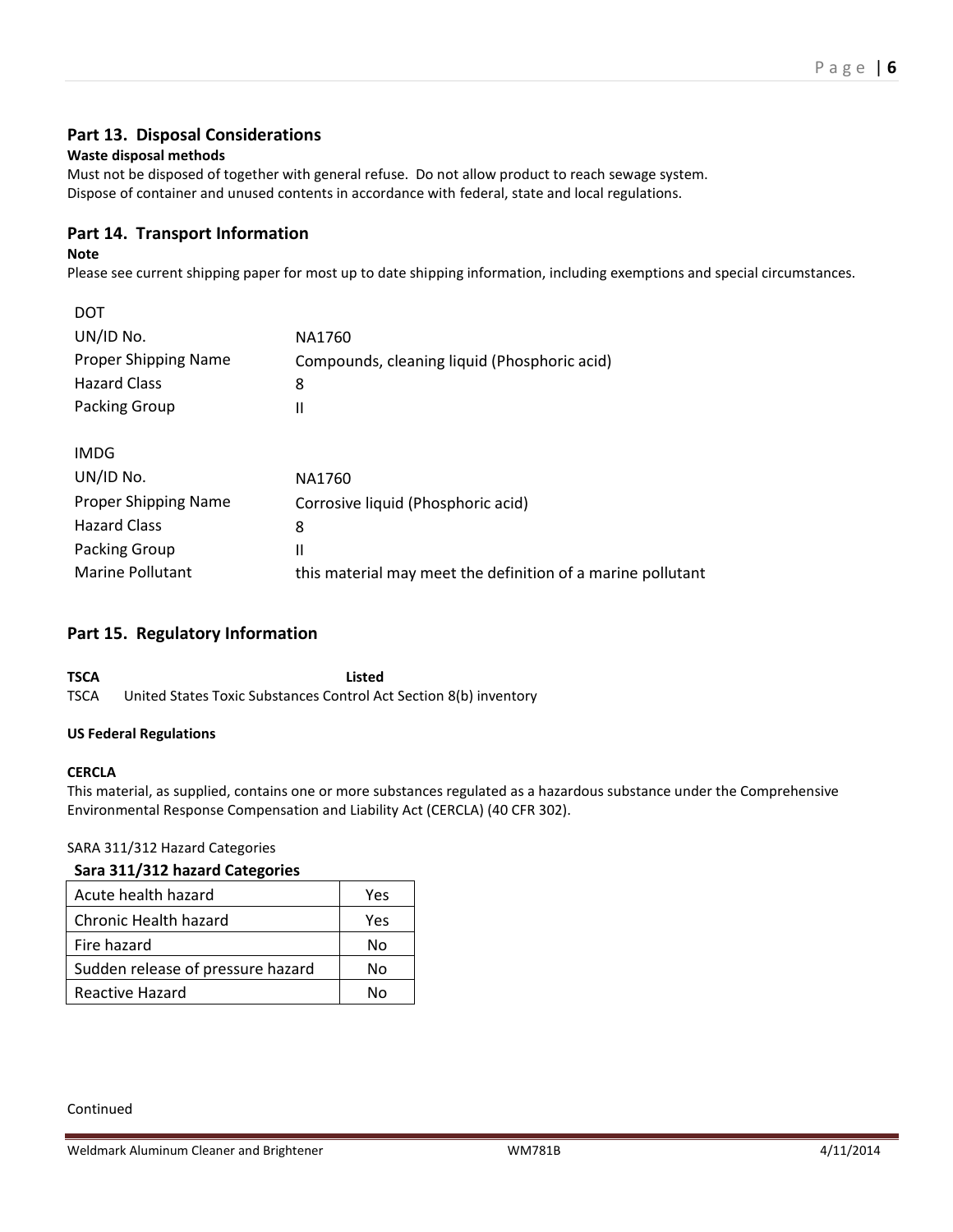## Part 13. Disposal Considerations

**Waste disposal methods**

Must not be disposed of together with general refuse. Do not allow product to reach sewage system.
Dispose of container and unused contents in accordance with federal, state and local regulations.

## Part 14. Transport Information

**Note**

Please see current shipping paper for most up to date shipping information, including exemptions and special circumstances.

| DOT | |
|---|---|
| UN/ID No. | NA1760 |
| Proper Shipping Name | Compounds, cleaning liquid (Phosphoric acid) |
| Hazard Class | 8 |
| Packing Group | II |

| IMDG | |
|---|---|
| UN/ID No. | NA1760 |
| Proper Shipping Name | Corrosive liquid (Phosphoric acid) |
| Hazard Class | 8 |
| Packing Group | II |
| Marine Pollutant | this material may meet the definition of a marine pollutant |

## Part 15. Regulatory Information

| TSCA | Listed |
|---|---|

TSCA United States Toxic Substances Control Act Section 8(b) inventory

**US Federal Regulations**

**CERCLA**

This material, as supplied, contains one or more substances regulated as a hazardous substance under the Comprehensive Environmental Response Compensation and Liability Act (CERCLA) (40 CFR 302).

SARA 311/312 Hazard Categories

**Sara 311/312 hazard Categories**

| | |
|---|---|
| Acute health hazard | Yes |
| Chronic Health hazard | Yes |
| Fire hazard | No |
| Sudden release of pressure hazard | No |
| Reactive Hazard | No |

Continued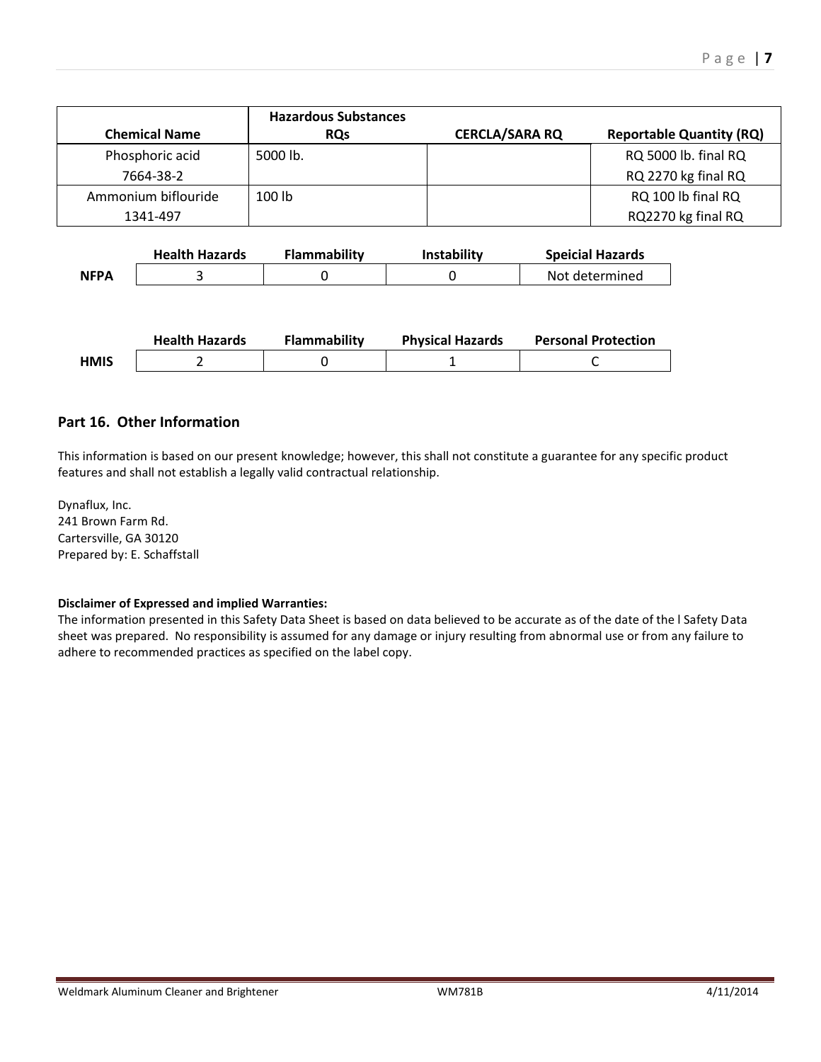| Chemical Name | Hazardous Substances RQs | CERCLA/SARA RQ | Reportable Quantity (RQ) |
|---|---|---|---|
| Phosphoric acid<br>7664-38-2 | 5000 lb. | | RQ 5000 lb. final RQ<br>RQ 2270 kg final RQ |
| Ammonium biflouride<br>1341-497 | 100 lb | | RQ 100 lb final RQ<br>RQ2270 kg final RQ |

| | Health Hazards | Flammability | Instability | Speicial Hazards |
|---|---|---|---|---|
| **NFPA** | 3 | 0 | 0 | Not determined |

| | Health Hazards | Flammability | Physical Hazards | Personal Protection |
|---|---|---|---|---|
| **HMIS** | 2 | 0 | 1 | C |

## Part 16. Other Information

This information is based on our present knowledge; however, this shall not constitute a guarantee for any specific product features and shall not establish a legally valid contractual relationship.

Dynaflux, Inc.
241 Brown Farm Rd.
Cartersville, GA 30120
Prepared by: E. Schaffstall

**Disclaimer of Expressed and implied Warranties:**
The information presented in this Safety Data Sheet is based on data believed to be accurate as of the date of the l Safety Data sheet was prepared. No responsibility is assumed for any damage or injury resulting from abnormal use or from any failure to adhere to recommended practices as specified on the label copy.